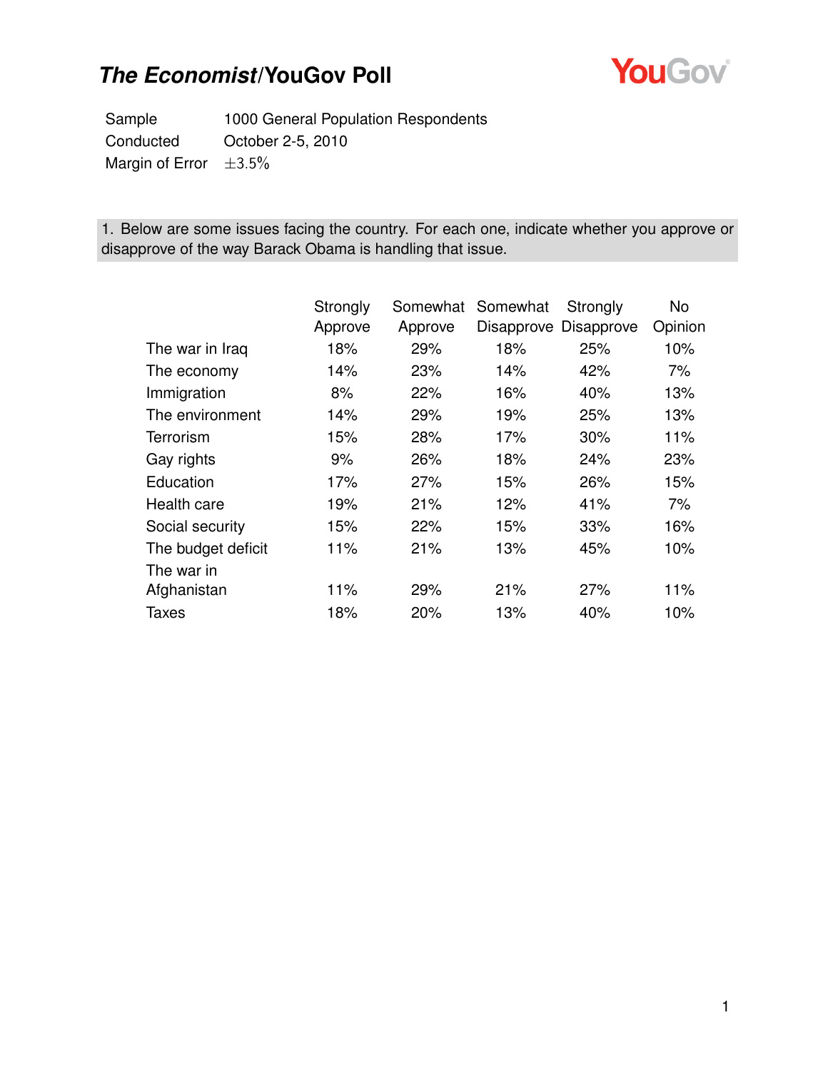# *The Economist*/YouGov Poll

| | |
|---|---|
| Sample | 1000 General Population Respondents |
| Conducted | October 2-5, 2010 |
| Margin of Error | ±3.5% |

**1. Below are some issues facing the country. For each one, indicate whether you approve or disapprove of the way Barack Obama is handling that issue.**

| | Strongly Approve | Somewhat Approve | Somewhat Disapprove | Strongly Disapprove | No Opinion |
|---|---|---|---|---|---|
| The war in Iraq | 18% | 29% | 18% | 25% | 10% |
| The economy | 14% | 23% | 14% | 42% | 7% |
| Immigration | 8% | 22% | 16% | 40% | 13% |
| The environment | 14% | 29% | 19% | 25% | 13% |
| Terrorism | 15% | 28% | 17% | 30% | 11% |
| Gay rights | 9% | 26% | 18% | 24% | 23% |
| Education | 17% | 27% | 15% | 26% | 15% |
| Health care | 19% | 21% | 12% | 41% | 7% |
| Social security | 15% | 22% | 15% | 33% | 16% |
| The budget deficit | 11% | 21% | 13% | 45% | 10% |
| The war in Afghanistan | 11% | 29% | 21% | 27% | 11% |
| Taxes | 18% | 20% | 13% | 40% | 10% |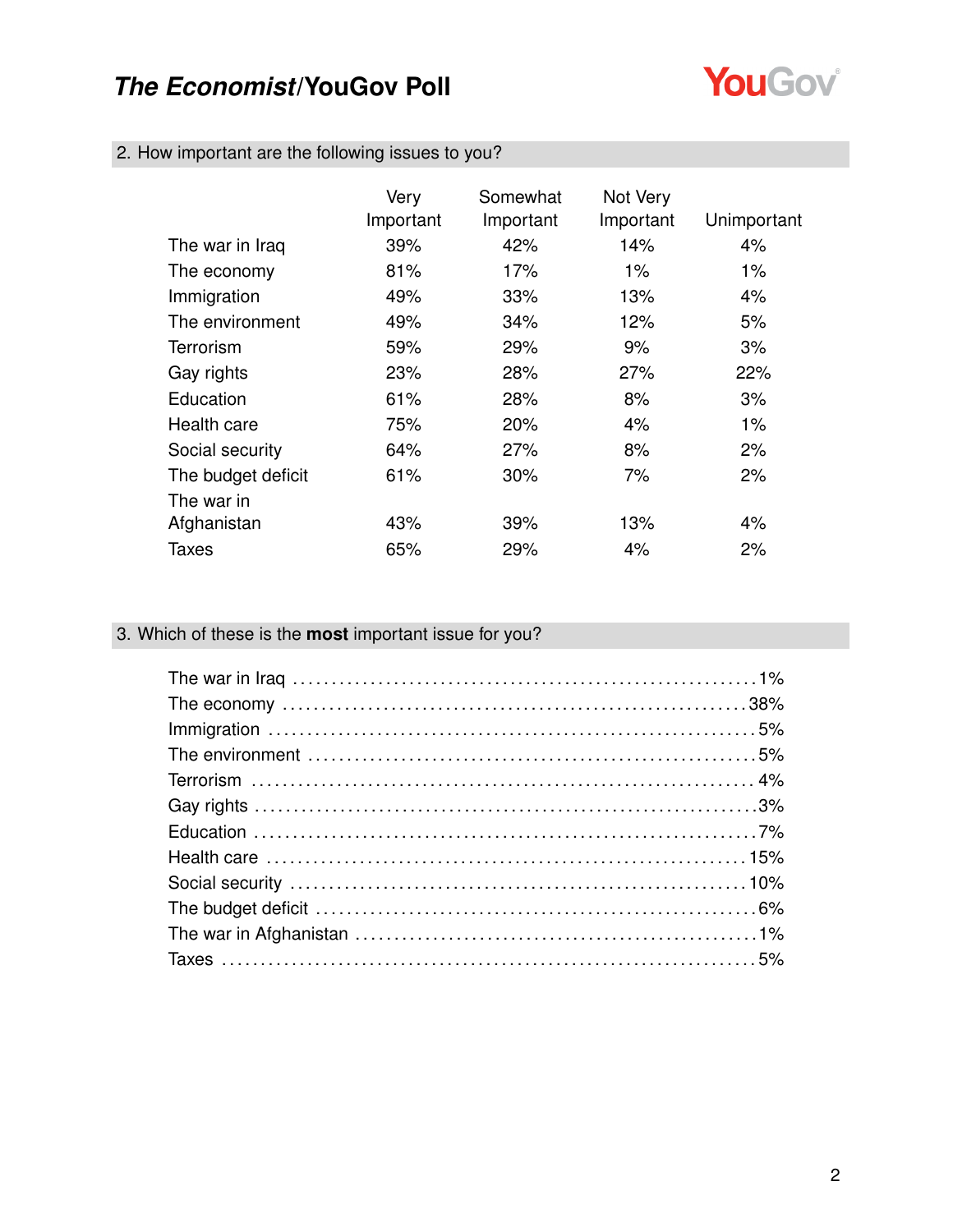## 2. How important are the following issues to you?

| | Very Important | Somewhat Important | Not Very Important | Unimportant |
|---|---|---|---|---|
| The war in Iraq | 39% | 42% | 14% | 4% |
| The economy | 81% | 17% | 1% | 1% |
| Immigration | 49% | 33% | 13% | 4% |
| The environment | 49% | 34% | 12% | 5% |
| Terrorism | 59% | 29% | 9% | 3% |
| Gay rights | 23% | 28% | 27% | 22% |
| Education | 61% | 28% | 8% | 3% |
| Health care | 75% | 20% | 4% | 1% |
| Social security | 64% | 27% | 8% | 2% |
| The budget deficit | 61% | 30% | 7% | 2% |
| The war in Afghanistan | 43% | 39% | 13% | 4% |
| Taxes | 65% | 29% | 4% | 2% |

## 3. Which of these is the **most** important issue for you?

| | |
|---|---|
| The war in Iraq | 1% |
| The economy | 38% |
| Immigration | 5% |
| The environment | 5% |
| Terrorism | 4% |
| Gay rights | 3% |
| Education | 7% |
| Health care | 15% |
| Social security | 10% |
| The budget deficit | 6% |
| The war in Afghanistan | 1% |
| Taxes | 5% |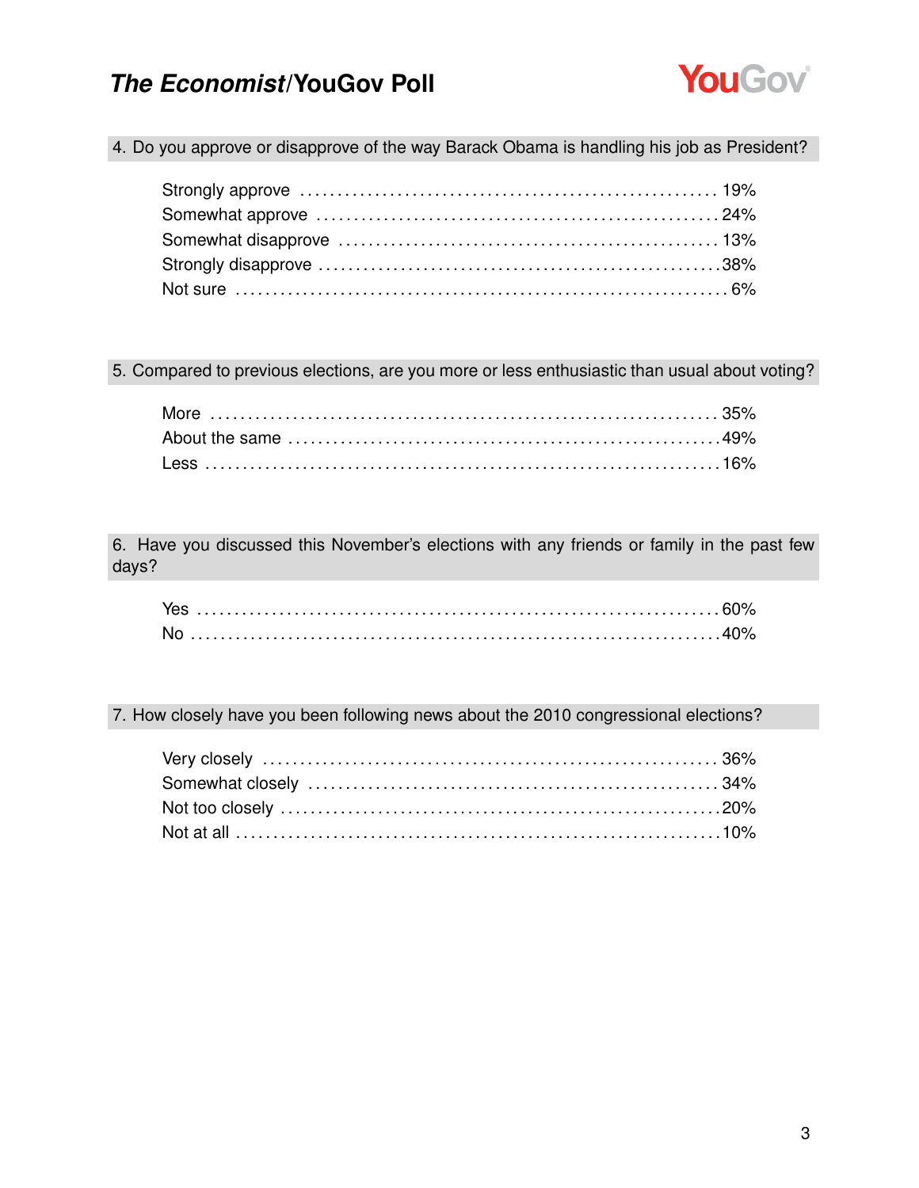## The Economist/YouGov Poll

### 4. Do you approve or disapprove of the way Barack Obama is handling his job as President?

| Response | % |
|---|---|
| Strongly approve | 19% |
| Somewhat approve | 24% |
| Somewhat disapprove | 13% |
| Strongly disapprove | 38% |
| Not sure | 6% |

### 5. Compared to previous elections, are you more or less enthusiastic than usual about voting?

| Response | % |
|---|---|
| More | 35% |
| About the same | 49% |
| Less | 16% |

### 6. Have you discussed this November's elections with any friends or family in the past few days?

| Response | % |
|---|---|
| Yes | 60% |
| No | 40% |

### 7. How closely have you been following news about the 2010 congressional elections?

| Response | % |
|---|---|
| Very closely | 36% |
| Somewhat closely | 34% |
| Not too closely | 20% |
| Not at all | 10% |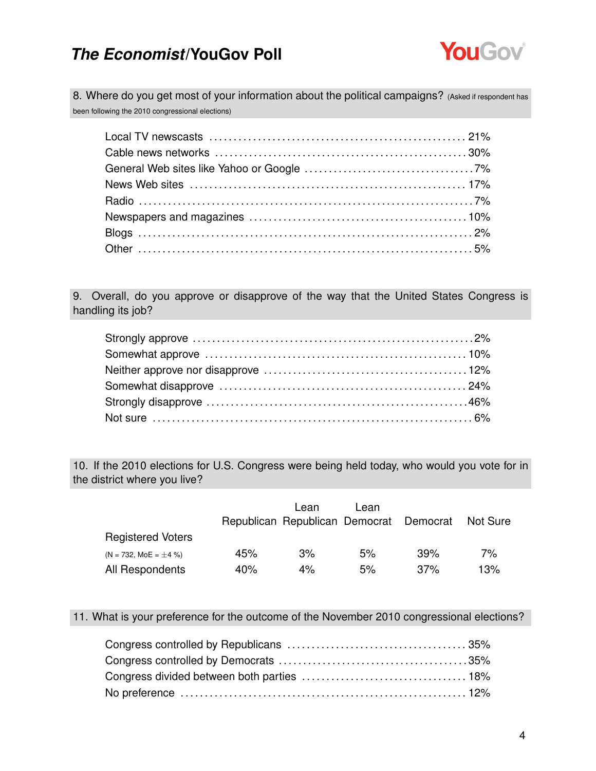**8. Where do you get most of your information about the political campaigns?** (Asked if respondent has been following the 2010 congressional elections)

| | |
|---|---|
| Local TV newscasts | 21% |
| Cable news networks | 30% |
| General Web sites like Yahoo or Google | 7% |
| News Web sites | 17% |
| Radio | 7% |
| Newspapers and magazines | 10% |
| Blogs | 2% |
| Other | 5% |

**9. Overall, do you approve or disapprove of the way that the United States Congress is handling its job?**

| | |
|---|---|
| Strongly approve | 2% |
| Somewhat approve | 10% |
| Neither approve nor disapprove | 12% |
| Somewhat disapprove | 24% |
| Strongly disapprove | 46% |
| Not sure | 6% |

**10. If the 2010 elections for U.S. Congress were being held today, who would you vote for in the district where you live?**

| | Republican | Lean Republican | Lean Democrat | Democrat | Not Sure |
|---|---|---|---|---|---|
| Registered Voters (N = 732, MoE = ±4 %) | 45% | 3% | 5% | 39% | 7% |
| All Respondents | 40% | 4% | 5% | 37% | 13% |

**11. What is your preference for the outcome of the November 2010 congressional elections?**

| | |
|---|---|
| Congress controlled by Republicans | 35% |
| Congress controlled by Democrats | 35% |
| Congress divided between both parties | 18% |
| No preference | 12% |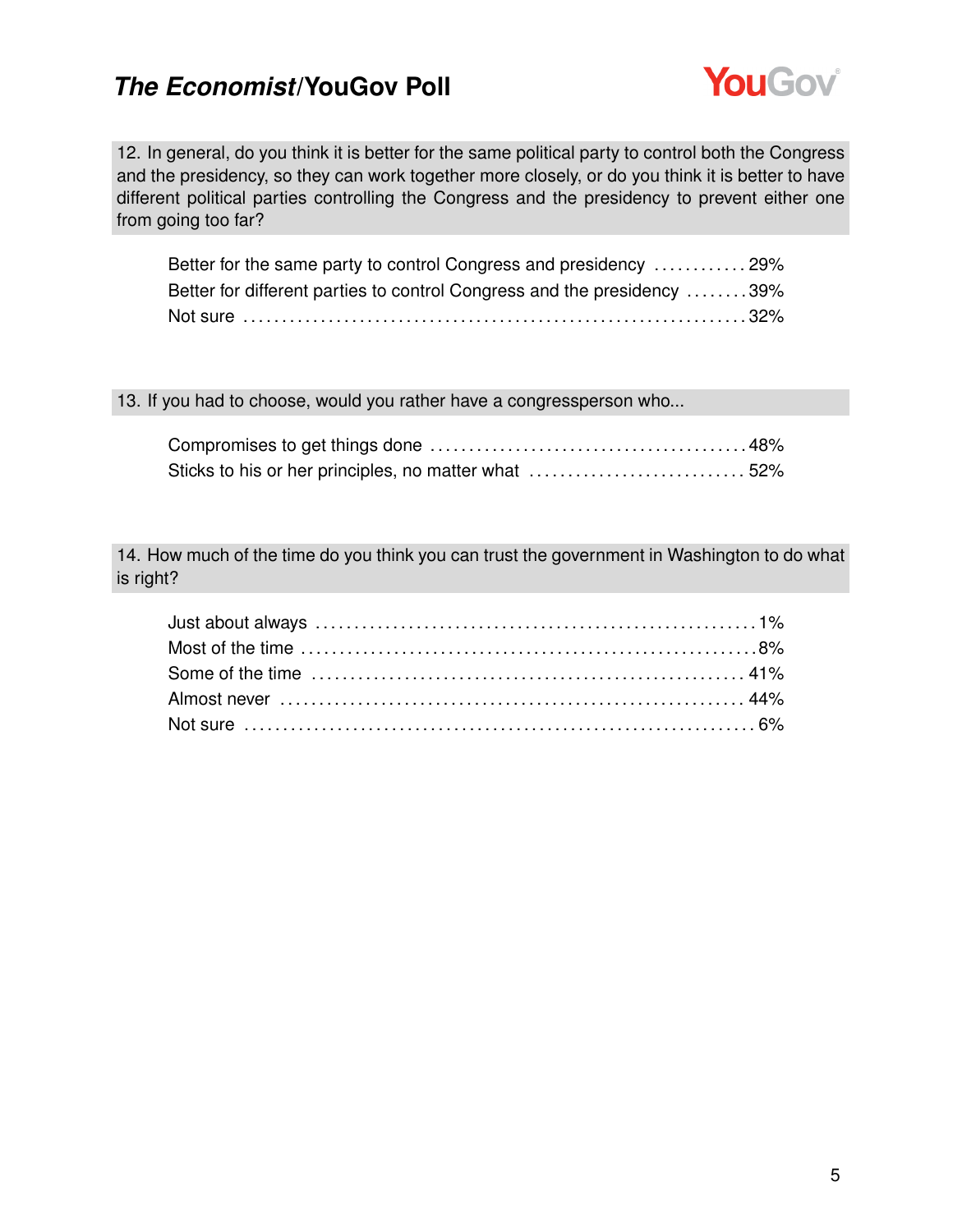12. In general, do you think it is better for the same political party to control both the Congress and the presidency, so they can work together more closely, or do you think it is better to have different political parties controlling the Congress and the presidency to prevent either one from going too far?

| | |
|---|---|
| Better for the same party to control Congress and presidency | 29% |
| Better for different parties to control Congress and the presidency | 39% |
| Not sure | 32% |

13. If you had to choose, would you rather have a congressperson who...

| | |
|---|---|
| Compromises to get things done | 48% |
| Sticks to his or her principles, no matter what | 52% |

14. How much of the time do you think you can trust the government in Washington to do what is right?

| | |
|---|---|
| Just about always | 1% |
| Most of the time | 8% |
| Some of the time | 41% |
| Almost never | 44% |
| Not sure | 6% |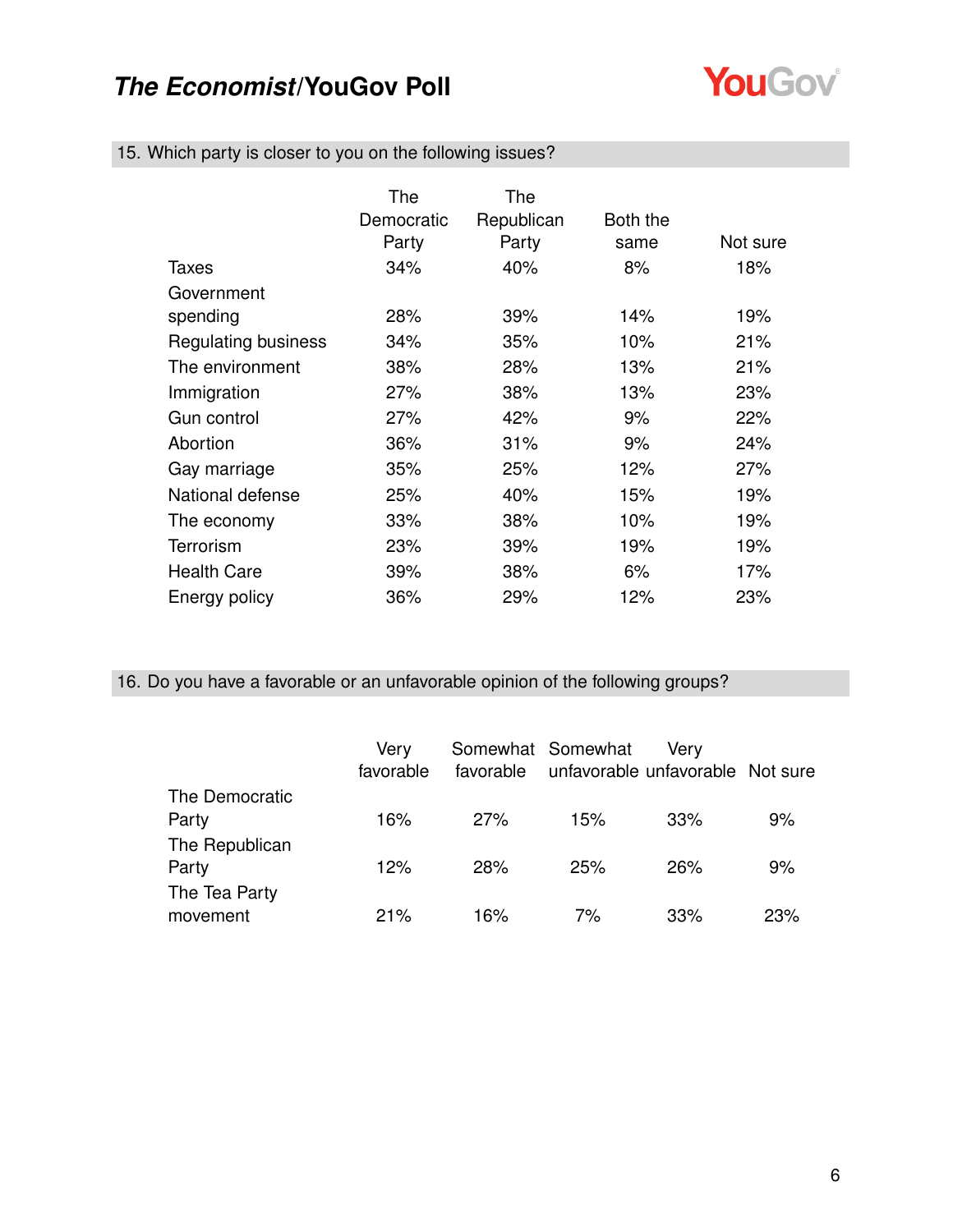## 15. Which party is closer to you on the following issues?

| | The Democratic Party | The Republican Party | Both the same | Not sure |
|---|---|---|---|---|
| Taxes | 34% | 40% | 8% | 18% |
| Government spending | 28% | 39% | 14% | 19% |
| Regulating business | 34% | 35% | 10% | 21% |
| The environment | 38% | 28% | 13% | 21% |
| Immigration | 27% | 38% | 13% | 23% |
| Gun control | 27% | 42% | 9% | 22% |
| Abortion | 36% | 31% | 9% | 24% |
| Gay marriage | 35% | 25% | 12% | 27% |
| National defense | 25% | 40% | 15% | 19% |
| The economy | 33% | 38% | 10% | 19% |
| Terrorism | 23% | 39% | 19% | 19% |
| Health Care | 39% | 38% | 6% | 17% |
| Energy policy | 36% | 29% | 12% | 23% |

## 16. Do you have a favorable or an unfavorable opinion of the following groups?

| | Very favorable | Somewhat favorable | Somewhat unfavorable | Very unfavorable | Not sure |
|---|---|---|---|---|---|
| The Democratic Party | 16% | 27% | 15% | 33% | 9% |
| The Republican Party | 12% | 28% | 25% | 26% | 9% |
| The Tea Party movement | 21% | 16% | 7% | 33% | 23% |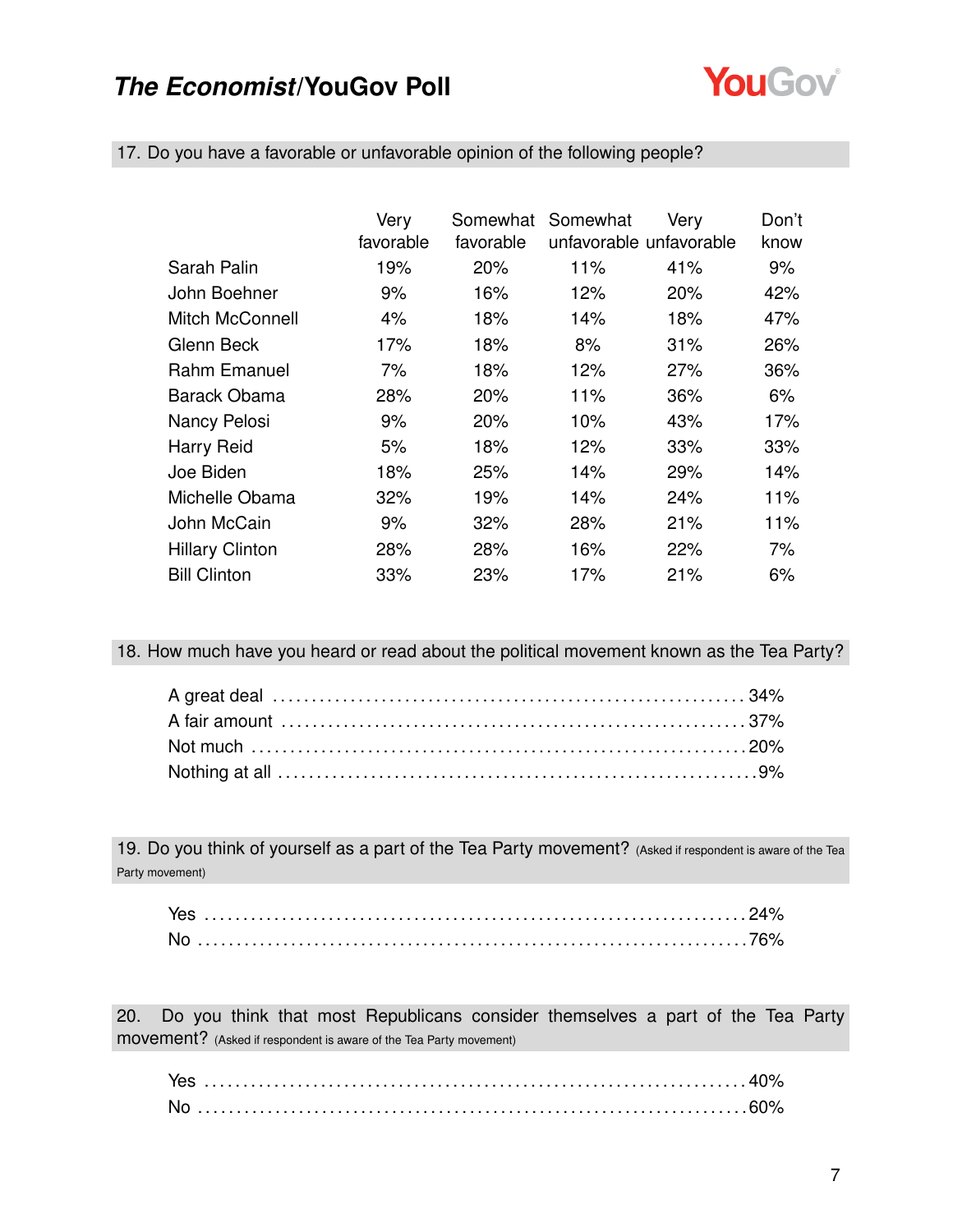**17. Do you have a favorable or unfavorable opinion of the following people?**

| | Very favorable | Somewhat favorable | Somewhat unfavorable | Very unfavorable | Don't know |
|---|---|---|---|---|---|
| Sarah Palin | 19% | 20% | 11% | 41% | 9% |
| John Boehner | 9% | 16% | 12% | 20% | 42% |
| Mitch McConnell | 4% | 18% | 14% | 18% | 47% |
| Glenn Beck | 17% | 18% | 8% | 31% | 26% |
| Rahm Emanuel | 7% | 18% | 12% | 27% | 36% |
| Barack Obama | 28% | 20% | 11% | 36% | 6% |
| Nancy Pelosi | 9% | 20% | 10% | 43% | 17% |
| Harry Reid | 5% | 18% | 12% | 33% | 33% |
| Joe Biden | 18% | 25% | 14% | 29% | 14% |
| Michelle Obama | 32% | 19% | 14% | 24% | 11% |
| John McCain | 9% | 32% | 28% | 21% | 11% |
| Hillary Clinton | 28% | 28% | 16% | 22% | 7% |
| Bill Clinton | 33% | 23% | 17% | 21% | 6% |

**18. How much have you heard or read about the political movement known as the Tea Party?**

| | |
|---|---|
| A great deal | 34% |
| A fair amount | 37% |
| Not much | 20% |
| Nothing at all | 9% |

**19. Do you think of yourself as a part of the Tea Party movement?** (Asked if respondent is aware of the Tea Party movement)

| | |
|---|---|
| Yes | 24% |
| No | 76% |

**20. Do you think that most Republicans consider themselves a part of the Tea Party movement?** (Asked if respondent is aware of the Tea Party movement)

| | |
|---|---|
| Yes | 40% |
| No | 60% |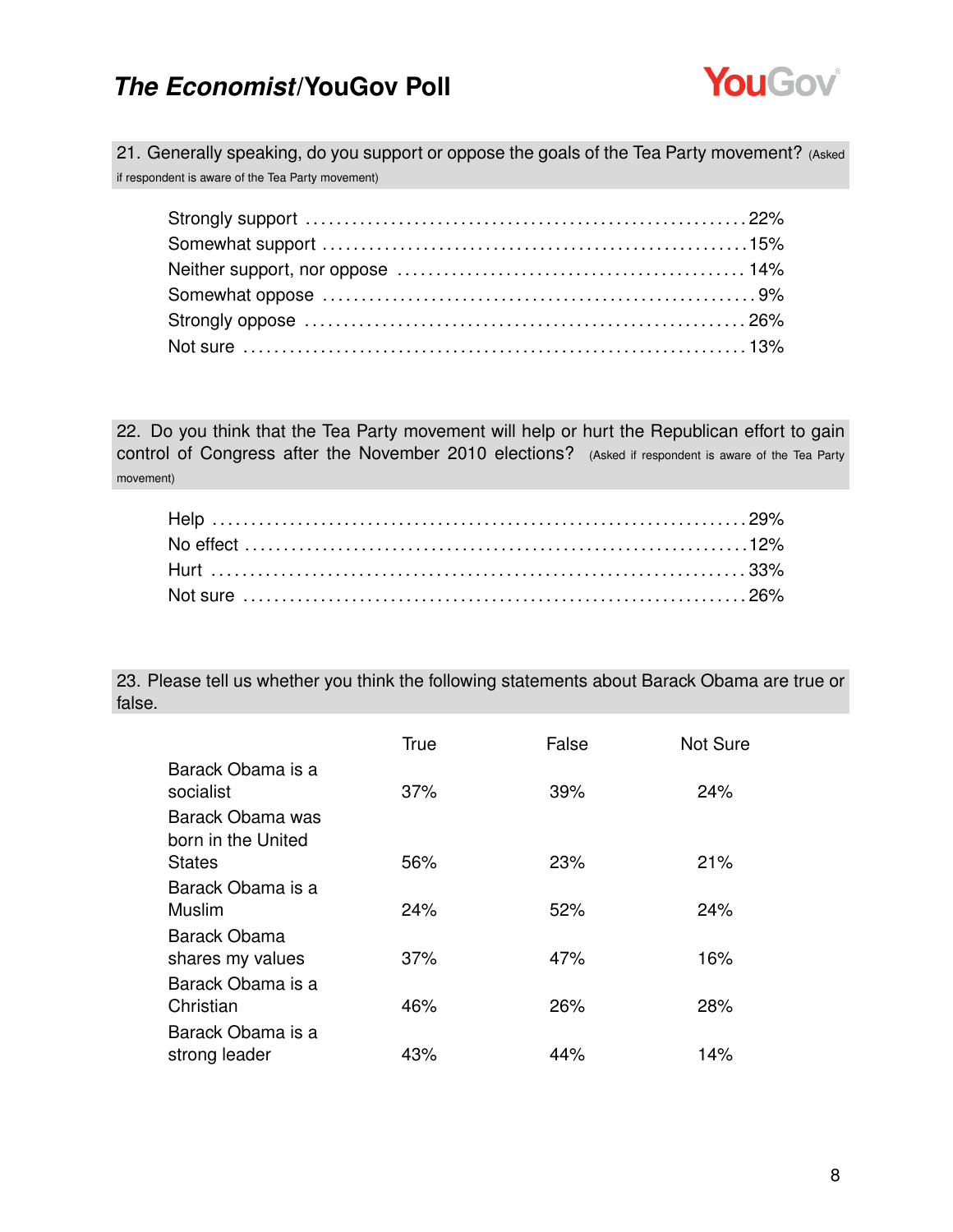21. Generally speaking, do you support or oppose the goals of the Tea Party movement? (Asked if respondent is aware of the Tea Party movement)

| | |
|---|---|
| Strongly support | 22% |
| Somewhat support | 15% |
| Neither support, nor oppose | 14% |
| Somewhat oppose | 9% |
| Strongly oppose | 26% |
| Not sure | 13% |

22. Do you think that the Tea Party movement will help or hurt the Republican effort to gain control of Congress after the November 2010 elections? (Asked if respondent is aware of the Tea Party movement)

| | |
|---|---|
| Help | 29% |
| No effect | 12% |
| Hurt | 33% |
| Not sure | 26% |

23. Please tell us whether you think the following statements about Barack Obama are true or false.

| | True | False | Not Sure |
|---|---|---|---|
| Barack Obama is a socialist | 37% | 39% | 24% |
| Barack Obama was born in the United States | 56% | 23% | 21% |
| Barack Obama is a Muslim | 24% | 52% | 24% |
| Barack Obama shares my values | 37% | 47% | 16% |
| Barack Obama is a Christian | 46% | 26% | 28% |
| Barack Obama is a strong leader | 43% | 44% | 14% |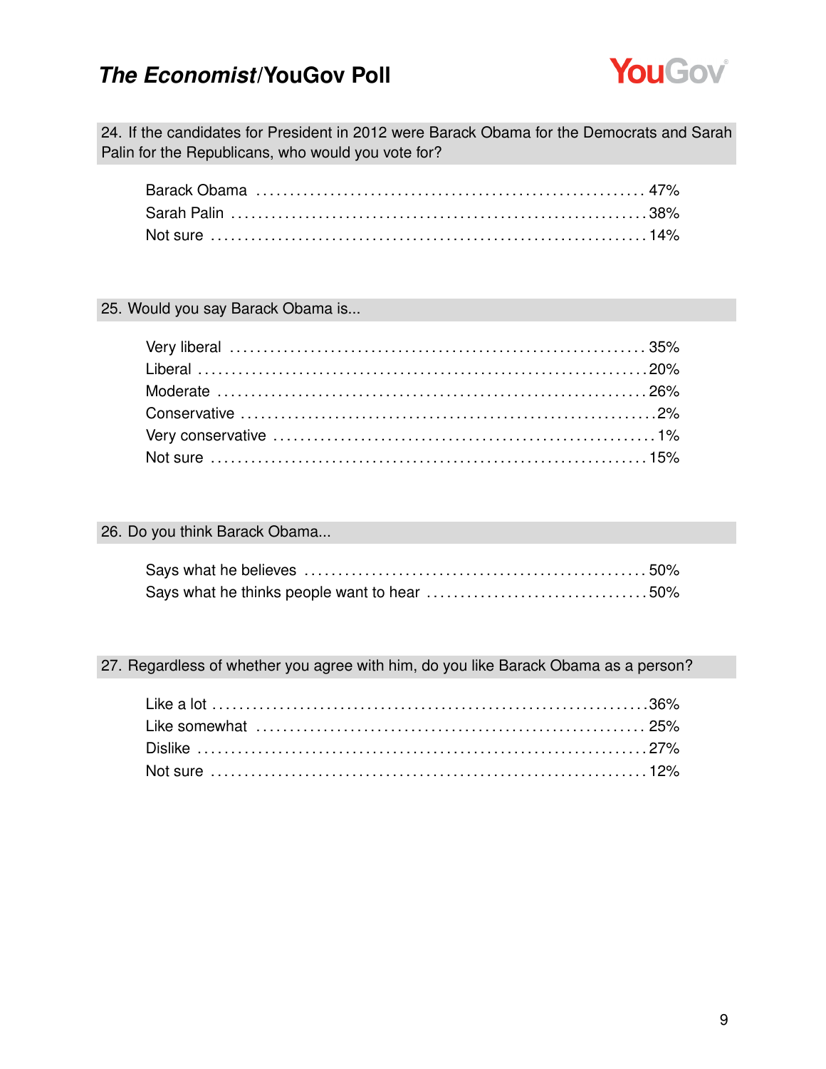**24. If the candidates for President in 2012 were Barack Obama for the Democrats and Sarah Palin for the Republicans, who would you vote for?**

| | |
|---|---|
| Barack Obama | 47% |
| Sarah Palin | 38% |
| Not sure | 14% |

**25. Would you say Barack Obama is...**

| | |
|---|---|
| Very liberal | 35% |
| Liberal | 20% |
| Moderate | 26% |
| Conservative | 2% |
| Very conservative | 1% |
| Not sure | 15% |

**26. Do you think Barack Obama...**

| | |
|---|---|
| Says what he believes | 50% |
| Says what he thinks people want to hear | 50% |

**27. Regardless of whether you agree with him, do you like Barack Obama as a person?**

| | |
|---|---|
| Like a lot | 36% |
| Like somewhat | 25% |
| Dislike | 27% |
| Not sure | 12% |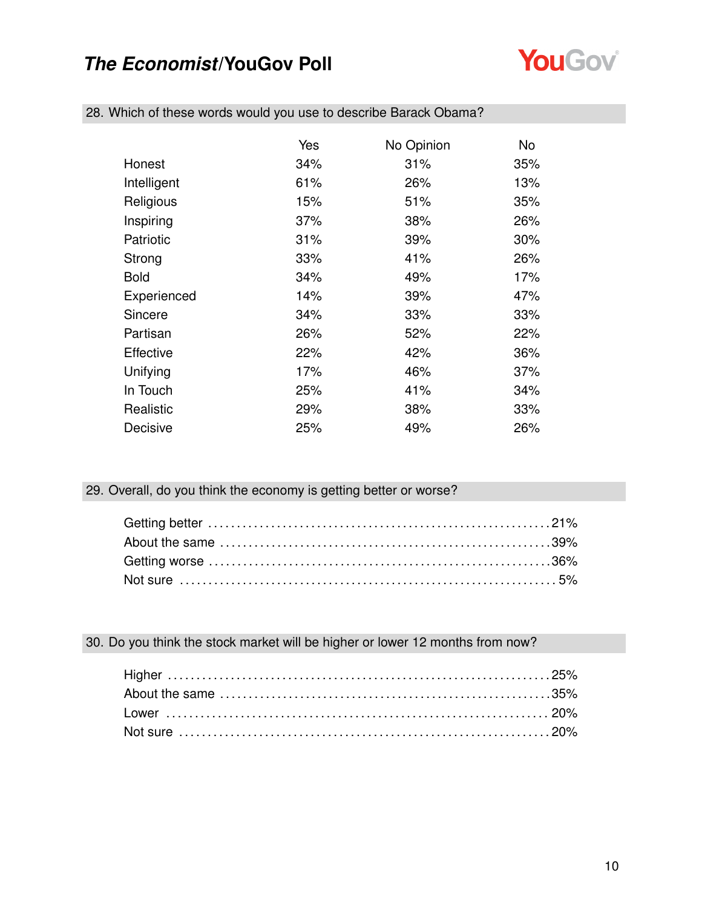### 28. Which of these words would you use to describe Barack Obama?

| | Yes | No Opinion | No |
|---|---|---|---|
| Honest | 34% | 31% | 35% |
| Intelligent | 61% | 26% | 13% |
| Religious | 15% | 51% | 35% |
| Inspiring | 37% | 38% | 26% |
| Patriotic | 31% | 39% | 30% |
| Strong | 33% | 41% | 26% |
| Bold | 34% | 49% | 17% |
| Experienced | 14% | 39% | 47% |
| Sincere | 34% | 33% | 33% |
| Partisan | 26% | 52% | 22% |
| Effective | 22% | 42% | 36% |
| Unifying | 17% | 46% | 37% |
| In Touch | 25% | 41% | 34% |
| Realistic | 29% | 38% | 33% |
| Decisive | 25% | 49% | 26% |

### 29. Overall, do you think the economy is getting better or worse?

| | |
|---|---|
| Getting better | 21% |
| About the same | 39% |
| Getting worse | 36% |
| Not sure | 5% |

### 30. Do you think the stock market will be higher or lower 12 months from now?

| | |
|---|---|
| Higher | 25% |
| About the same | 35% |
| Lower | 20% |
| Not sure | 20% |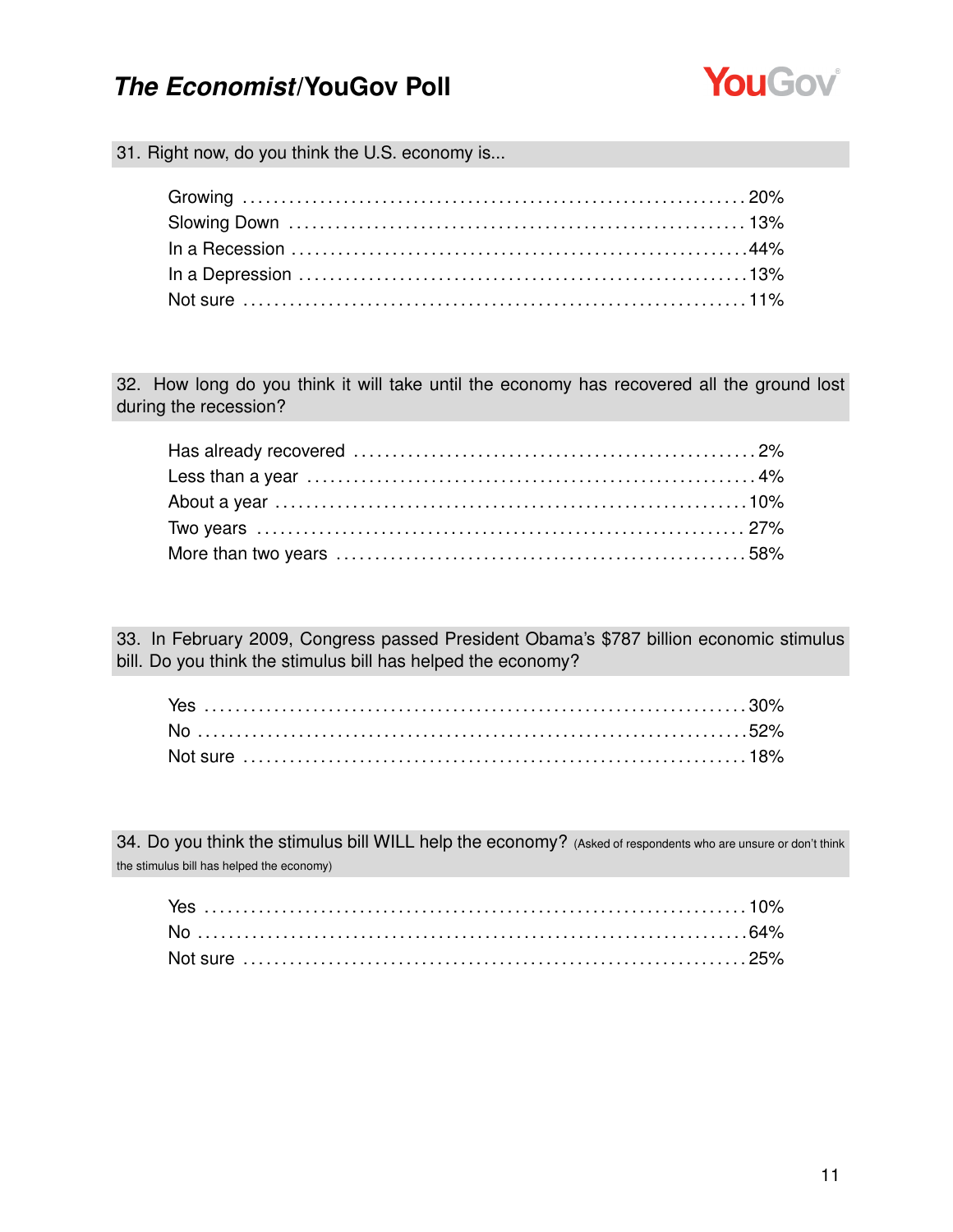### 31. Right now, do you think the U.S. economy is...

| | |
|---|---|
| Growing | 20% |
| Slowing Down | 13% |
| In a Recession | 44% |
| In a Depression | 13% |
| Not sure | 11% |

### 32. How long do you think it will take until the economy has recovered all the ground lost during the recession?

| | |
|---|---|
| Has already recovered | 2% |
| Less than a year | 4% |
| About a year | 10% |
| Two years | 27% |
| More than two years | 58% |

### 33. In February 2009, Congress passed President Obama's $787 billion economic stimulus bill. Do you think the stimulus bill has helped the economy?

| | |
|---|---|
| Yes | 30% |
| No | 52% |
| Not sure | 18% |

### 34. Do you think the stimulus bill WILL help the economy? (Asked of respondents who are unsure or don't think the stimulus bill has helped the economy)

| | |
|---|---|
| Yes | 10% |
| No | 64% |
| Not sure | 25% |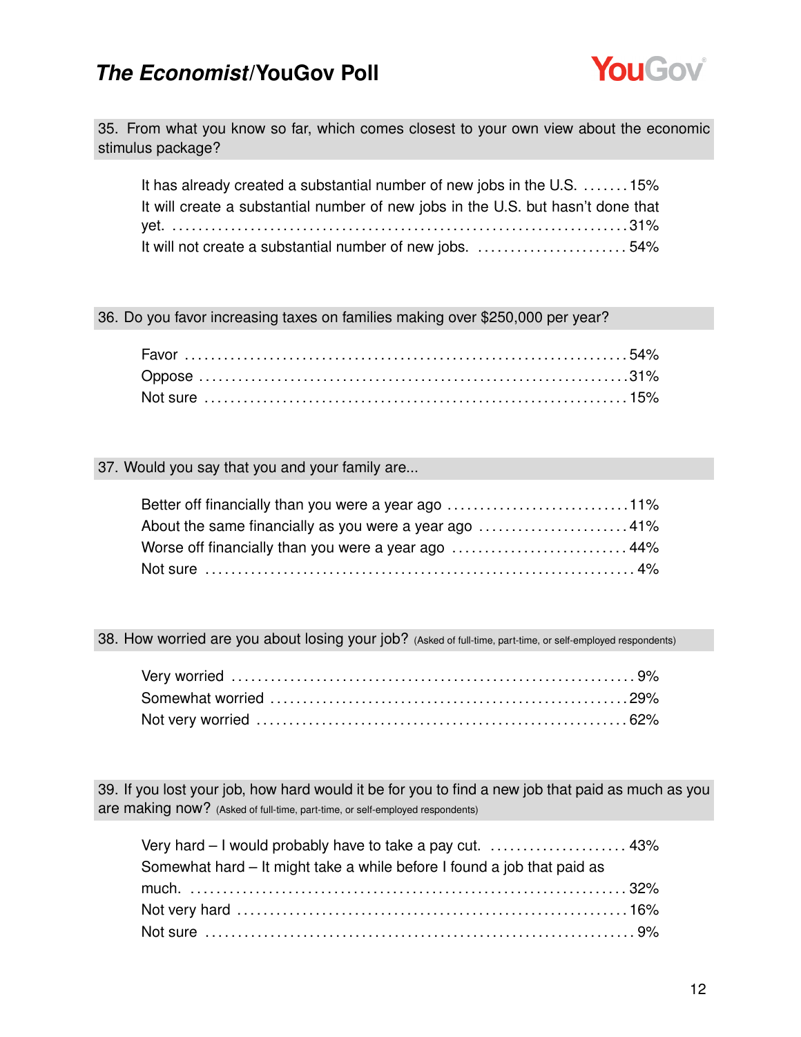**35. From what you know so far, which comes closest to your own view about the economic stimulus package?**

| | |
|---|---|
| It has already created a substantial number of new jobs in the U.S. | 15% |
| It will create a substantial number of new jobs in the U.S. but hasn't done that yet. | 31% |
| It will not create a substantial number of new jobs. | 54% |

**36. Do you favor increasing taxes on families making over $250,000 per year?**

| | |
|---|---|
| Favor | 54% |
| Oppose | 31% |
| Not sure | 15% |

**37. Would you say that you and your family are...**

| | |
|---|---|
| Better off financially than you were a year ago | 11% |
| About the same financially as you were a year ago | 41% |
| Worse off financially than you were a year ago | 44% |
| Not sure | 4% |

**38. How worried are you about losing your job?** (Asked of full-time, part-time, or self-employed respondents)

| | |
|---|---|
| Very worried | 9% |
| Somewhat worried | 29% |
| Not very worried | 62% |

**39. If you lost your job, how hard would it be for you to find a new job that paid as much as you are making now?** (Asked of full-time, part-time, or self-employed respondents)

| | |
|---|---|
| Very hard – I would probably have to take a pay cut. | 43% |
| Somewhat hard – It might take a while before I found a job that paid as much. | 32% |
| Not very hard | 16% |
| Not sure | 9% |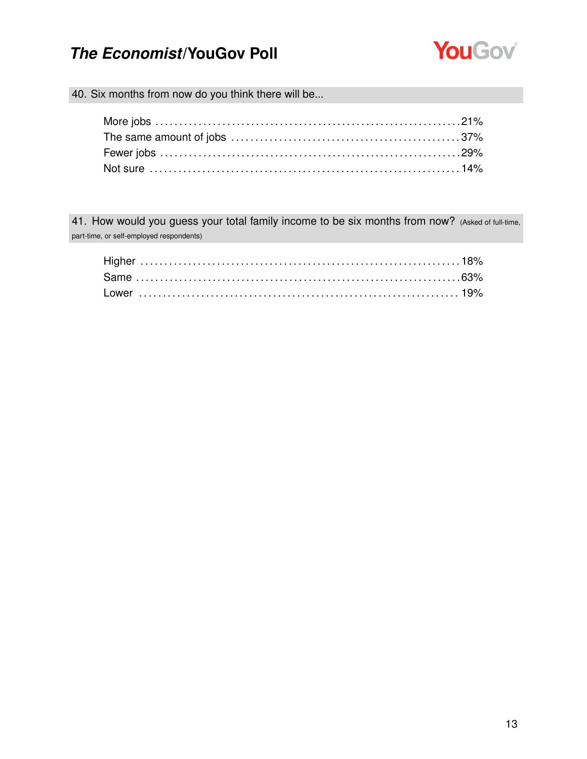## 40. Six months from now do you think there will be...

| | |
|---|---|
| More jobs | 21% |
| The same amount of jobs | 37% |
| Fewer jobs | 29% |
| Not sure | 14% |

## 41. How would you guess your total family income to be six months from now? (Asked of full-time, part-time, or self-employed respondents)

| | |
|---|---|
| Higher | 18% |
| Same | 63% |
| Lower | 19% |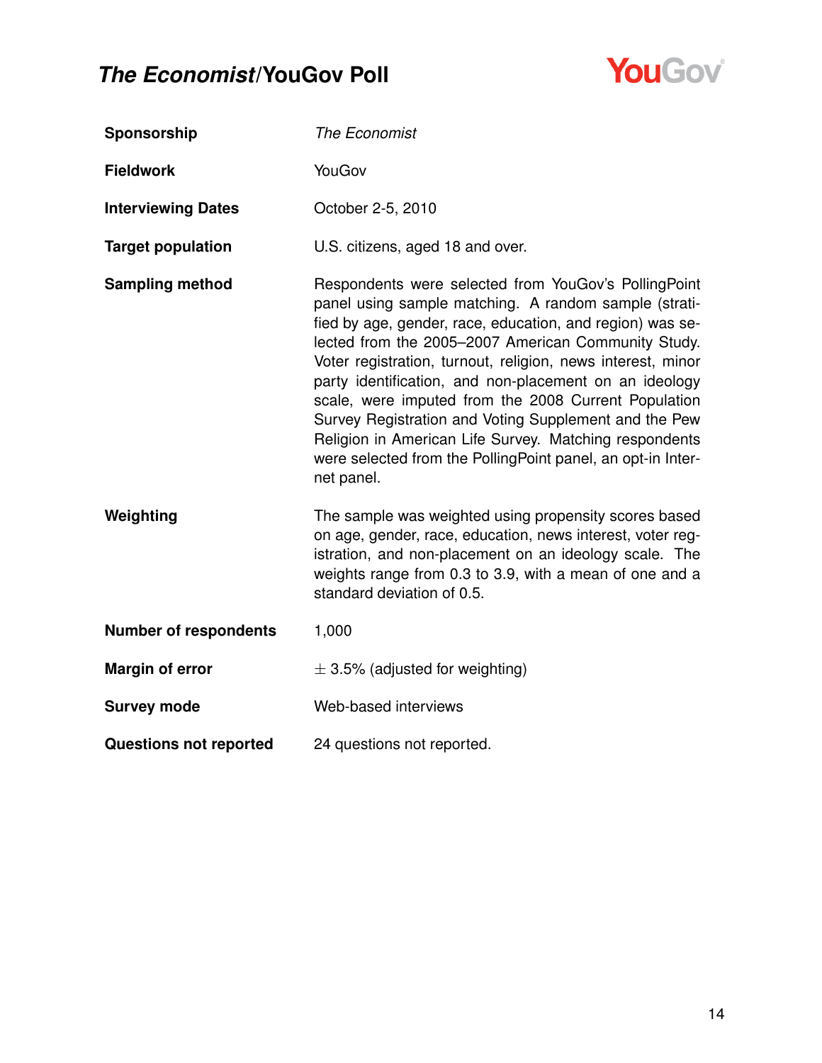# *The Economist*/YouGov Poll

YouGov

| | |
|---|---|
| **Sponsorship** | *The Economist* |
| **Fieldwork** | YouGov |
| **Interviewing Dates** | October 2-5, 2010 |
| **Target population** | U.S. citizens, aged 18 and over. |
| **Sampling method** | Respondents were selected from YouGov's PollingPoint panel using sample matching. A random sample (stratified by age, gender, race, education, and region) was selected from the 2005–2007 American Community Study. Voter registration, turnout, religion, news interest, minor party identification, and non-placement on an ideology scale, were imputed from the 2008 Current Population Survey Registration and Voting Supplement and the Pew Religion in American Life Survey. Matching respondents were selected from the PollingPoint panel, an opt-in Internet panel. |
| **Weighting** | The sample was weighted using propensity scores based on age, gender, race, education, news interest, voter registration, and non-placement on an ideology scale. The weights range from 0.3 to 3.9, with a mean of one and a standard deviation of 0.5. |
| **Number of respondents** | 1,000 |
| **Margin of error** | $\pm$ 3.5% (adjusted for weighting) |
| **Survey mode** | Web-based interviews |
| **Questions not reported** | 24 questions not reported. |